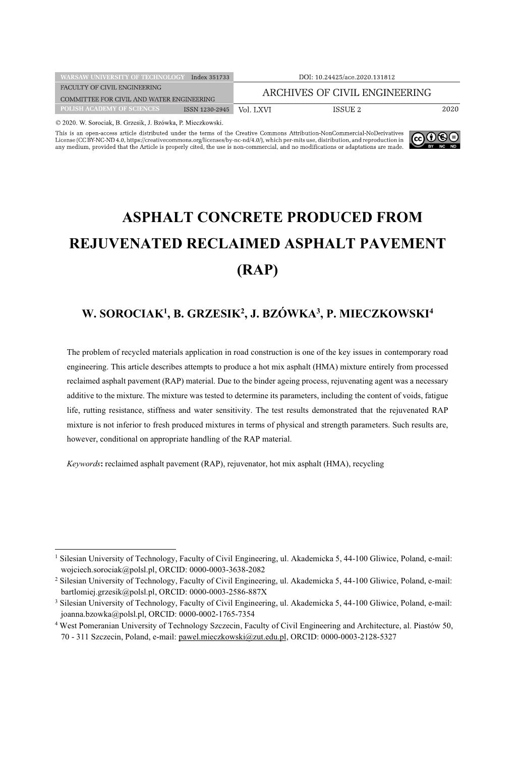DOI: 10.24425/ace.2020.131812

© 2020. W. Sorociak, B. Grzesik, J. Bzówka, P. Mieczkowski.

This is an open-access article distributed under the terms of the Creative Commons Attribution-NonCommercial-NoDerivatives License (CC BY-NC-ND 4.0, https://creativecommons.org/licenses/by-nc-nd/4.0/), which per-mits use, distribution, and reproduction in any medium, provided that the Article is properly cited, the use is non-commercial, and no modifications or adaptations are made.

# ASPHALT CONCRETE PRODUCED FROM REJUVENATED RECLAIMED ASPHALT PAVEMENT (RAP)

**W. SOROCIAK[1], B. GRZESIK[2], J. BZÓWKA[3], P. MIECZKOWSKI[4]**

The problem of recycled materials application in road construction is one of the key issues in contemporary road engineering. This article describes attempts to produce a hot mix asphalt (HMA) mixture entirely from processed reclaimed asphalt pavement (RAP) material. Due to the binder ageing process, rejuvenating agent was a necessary additive to the mixture. The mixture was tested to determine its parameters, including the content of voids, fatigue life, rutting resistance, stiffness and water sensitivity. The test results demonstrated that the rejuvenated RAP mixture is not inferior to fresh produced mixtures in terms of physical and strength parameters. Such results are, however, conditional on appropriate handling of the RAP material.

*Keywords*: reclaimed asphalt pavement (RAP), rejuvenator, hot mix asphalt (HMA), recycling

---

[1] Silesian University of Technology, Faculty of Civil Engineering, ul. Akademicka 5, 44-100 Gliwice, Poland, e-mail: wojciech.sorociak@polsl.pl, ORCID: 0000-0003-3638-2082

[2] Silesian University of Technology, Faculty of Civil Engineering, ul. Akademicka 5, 44-100 Gliwice, Poland, e-mail: bartlomiej.grzesik@polsl.pl, ORCID: 0000-0003-2586-887X

[3] Silesian University of Technology, Faculty of Civil Engineering, ul. Akademicka 5, 44-100 Gliwice, Poland, e-mail: joanna.bzowka@polsl.pl, ORCID: 0000-0002-1765-7354

[4] West Pomeranian University of Technology Szczecin, Faculty of Civil Engineering and Architecture, al. Piastów 50, 70 - 311 Szczecin, Poland, e-mail: pawel.mieczkowski@zut.edu.pl, ORCID: 0000-0003-2128-5327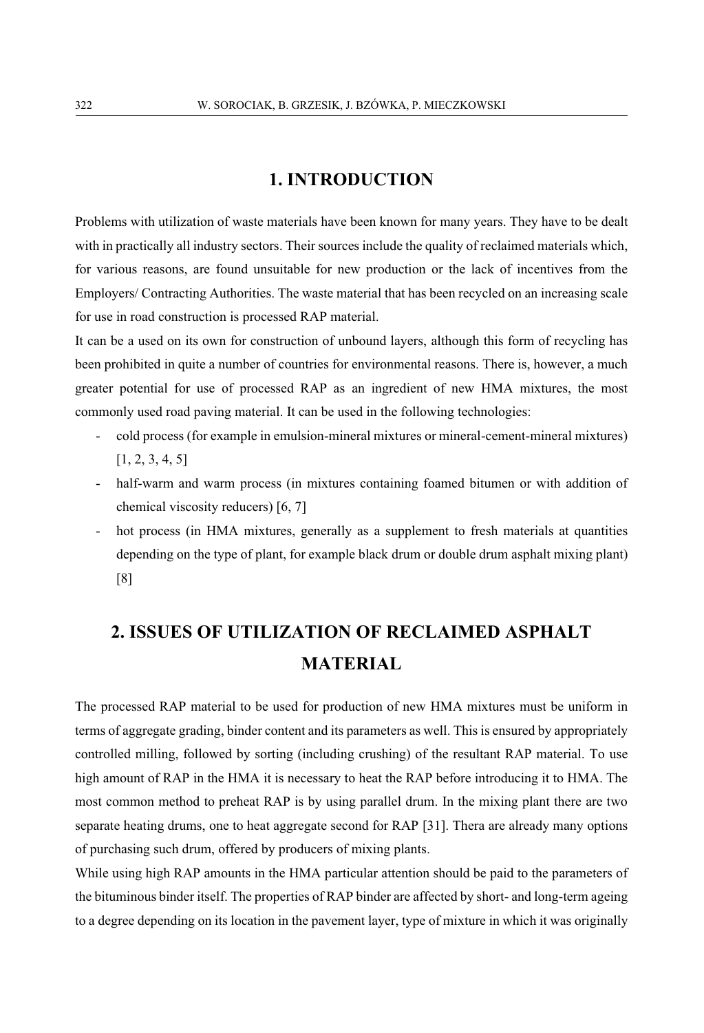# 1. INTRODUCTION

Problems with utilization of waste materials have been known for many years. They have to be dealt with in practically all industry sectors. Their sources include the quality of reclaimed materials which, for various reasons, are found unsuitable for new production or the lack of incentives from the Employers/ Contracting Authorities. The waste material that has been recycled on an increasing scale for use in road construction is processed RAP material.

It can be a used on its own for construction of unbound layers, although this form of recycling has been prohibited in quite a number of countries for environmental reasons. There is, however, a much greater potential for use of processed RAP as an ingredient of new HMA mixtures, the most commonly used road paving material. It can be used in the following technologies:

- cold process (for example in emulsion-mineral mixtures or mineral-cement-mineral mixtures) [1, 2, 3, 4, 5]
- half-warm and warm process (in mixtures containing foamed bitumen or with addition of chemical viscosity reducers) [6, 7]
- hot process (in HMA mixtures, generally as a supplement to fresh materials at quantities depending on the type of plant, for example black drum or double drum asphalt mixing plant) [8]

# 2. ISSUES OF UTILIZATION OF RECLAIMED ASPHALT MATERIAL

The processed RAP material to be used for production of new HMA mixtures must be uniform in terms of aggregate grading, binder content and its parameters as well. This is ensured by appropriately controlled milling, followed by sorting (including crushing) of the resultant RAP material. To use high amount of RAP in the HMA it is necessary to heat the RAP before introducing it to HMA. The most common method to preheat RAP is by using parallel drum. In the mixing plant there are two separate heating drums, one to heat aggregate second for RAP [31]. Thera are already many options of purchasing such drum, offered by producers of mixing plants.

While using high RAP amounts in the HMA particular attention should be paid to the parameters of the bituminous binder itself. The properties of RAP binder are affected by short- and long-term ageing to a degree depending on its location in the pavement layer, type of mixture in which it was originally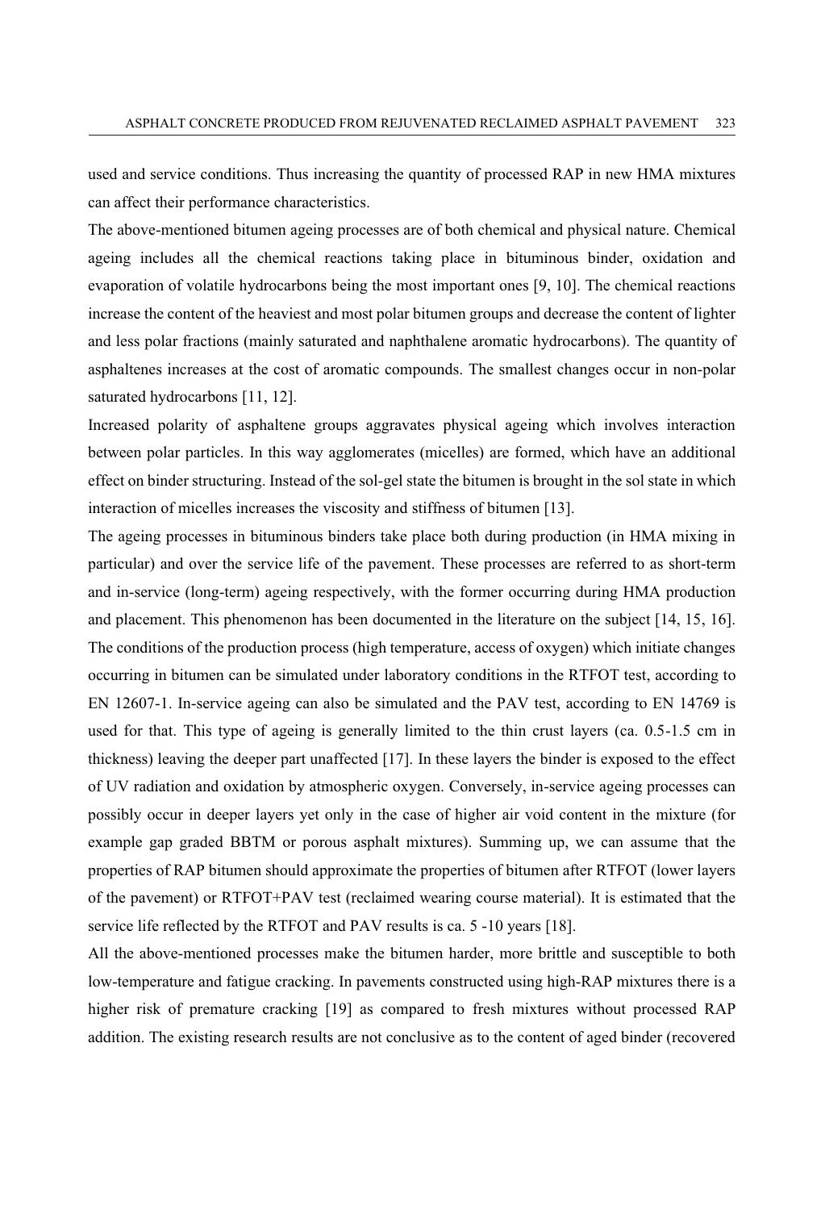used and service conditions. Thus increasing the quantity of processed RAP in new HMA mixtures can affect their performance characteristics.

The above-mentioned bitumen ageing processes are of both chemical and physical nature. Chemical ageing includes all the chemical reactions taking place in bituminous binder, oxidation and evaporation of volatile hydrocarbons being the most important ones [9, 10]. The chemical reactions increase the content of the heaviest and most polar bitumen groups and decrease the content of lighter and less polar fractions (mainly saturated and naphthalene aromatic hydrocarbons). The quantity of asphaltenes increases at the cost of aromatic compounds. The smallest changes occur in non-polar saturated hydrocarbons [11, 12].

Increased polarity of asphaltene groups aggravates physical ageing which involves interaction between polar particles. In this way agglomerates (micelles) are formed, which have an additional effect on binder structuring. Instead of the sol-gel state the bitumen is brought in the sol state in which interaction of micelles increases the viscosity and stiffness of bitumen [13].

The ageing processes in bituminous binders take place both during production (in HMA mixing in particular) and over the service life of the pavement. These processes are referred to as short-term and in-service (long-term) ageing respectively, with the former occurring during HMA production and placement. This phenomenon has been documented in the literature on the subject [14, 15, 16]. The conditions of the production process (high temperature, access of oxygen) which initiate changes occurring in bitumen can be simulated under laboratory conditions in the RTFOT test, according to EN 12607-1. In-service ageing can also be simulated and the PAV test, according to EN 14769 is used for that. This type of ageing is generally limited to the thin crust layers (ca. 0.5-1.5 cm in thickness) leaving the deeper part unaffected [17]. In these layers the binder is exposed to the effect of UV radiation and oxidation by atmospheric oxygen. Conversely, in-service ageing processes can possibly occur in deeper layers yet only in the case of higher air void content in the mixture (for example gap graded BBTM or porous asphalt mixtures). Summing up, we can assume that the properties of RAP bitumen should approximate the properties of bitumen after RTFOT (lower layers of the pavement) or RTFOT+PAV test (reclaimed wearing course material). It is estimated that the service life reflected by the RTFOT and PAV results is ca. 5 -10 years [18].

All the above-mentioned processes make the bitumen harder, more brittle and susceptible to both low-temperature and fatigue cracking. In pavements constructed using high-RAP mixtures there is a higher risk of premature cracking [19] as compared to fresh mixtures without processed RAP addition. The existing research results are not conclusive as to the content of aged binder (recovered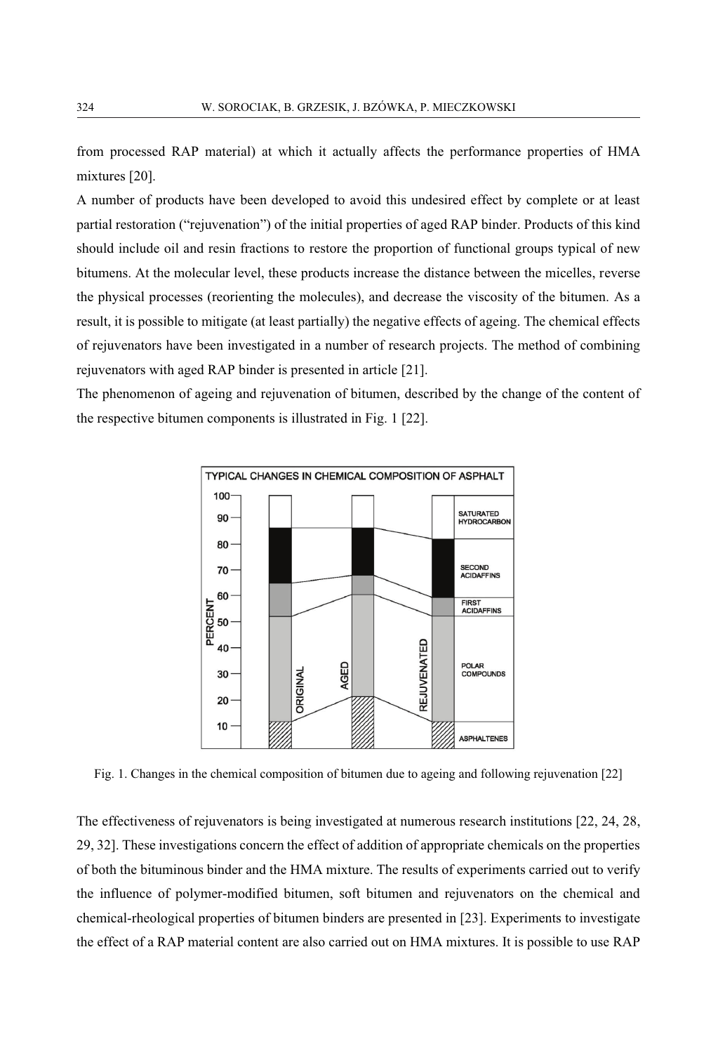from processed RAP material) at which it actually affects the performance properties of HMA mixtures [20].

A number of products have been developed to avoid this undesired effect by complete or at least partial restoration ("rejuvenation") of the initial properties of aged RAP binder. Products of this kind should include oil and resin fractions to restore the proportion of functional groups typical of new bitumens. At the molecular level, these products increase the distance between the micelles, reverse the physical processes (reorienting the molecules), and decrease the viscosity of the bitumen. As a result, it is possible to mitigate (at least partially) the negative effects of ageing. The chemical effects of rejuvenators have been investigated in a number of research projects. The method of combining rejuvenators with aged RAP binder is presented in article [21].

The phenomenon of ageing and rejuvenation of bitumen, described by the change of the content of the respective bitumen components is illustrated in Fig. 1 [22].

Fig. 1. Changes in the chemical composition of bitumen due to ageing and following rejuvenation [22]

The effectiveness of rejuvenators is being investigated at numerous research institutions [22, 24, 28, 29, 32]. These investigations concern the effect of addition of appropriate chemicals on the properties of both the bituminous binder and the HMA mixture. The results of experiments carried out to verify the influence of polymer-modified bitumen, soft bitumen and rejuvenators on the chemical and chemical-rheological properties of bitumen binders are presented in [23]. Experiments to investigate the effect of a RAP material content are also carried out on HMA mixtures. It is possible to use RAP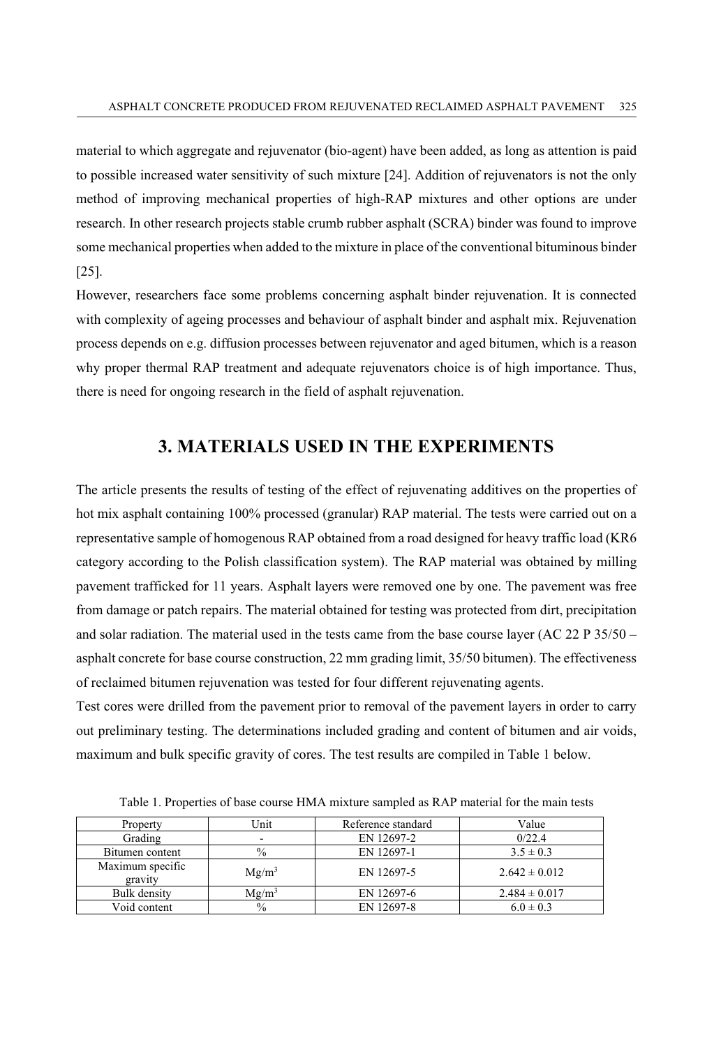material to which aggregate and rejuvenator (bio-agent) have been added, as long as attention is paid to possible increased water sensitivity of such mixture [24]. Addition of rejuvenators is not the only method of improving mechanical properties of high-RAP mixtures and other options are under research. In other research projects stable crumb rubber asphalt (SCRA) binder was found to improve some mechanical properties when added to the mixture in place of the conventional bituminous binder [25].

However, researchers face some problems concerning asphalt binder rejuvenation. It is connected with complexity of ageing processes and behaviour of asphalt binder and asphalt mix. Rejuvenation process depends on e.g. diffusion processes between rejuvenator and aged bitumen, which is a reason why proper thermal RAP treatment and adequate rejuvenators choice is of high importance. Thus, there is need for ongoing research in the field of asphalt rejuvenation.

## 3. MATERIALS USED IN THE EXPERIMENTS

The article presents the results of testing of the effect of rejuvenating additives on the properties of hot mix asphalt containing 100% processed (granular) RAP material. The tests were carried out on a representative sample of homogenous RAP obtained from a road designed for heavy traffic load (KR6 category according to the Polish classification system). The RAP material was obtained by milling pavement trafficked for 11 years. Asphalt layers were removed one by one. The pavement was free from damage or patch repairs. The material obtained for testing was protected from dirt, precipitation and solar radiation. The material used in the tests came from the base course layer (AC 22 P 35/50 – asphalt concrete for base course construction, 22 mm grading limit, 35/50 bitumen). The effectiveness of reclaimed bitumen rejuvenation was tested for four different rejuvenating agents.

Test cores were drilled from the pavement prior to removal of the pavement layers in order to carry out preliminary testing. The determinations included grading and content of bitumen and air voids, maximum and bulk specific gravity of cores. The test results are compiled in Table 1 below.

Table 1. Properties of base course HMA mixture sampled as RAP material for the main tests

| Property | Unit | Reference standard | Value |
|---|---|---|---|
| Grading | - | EN 12697-2 | 0/22.4 |
| Bitumen content | % | EN 12697-1 | 3.5 ± 0.3 |
| Maximum specific gravity | $Mg/m^3$ | EN 12697-5 | 2.642 ± 0.012 |
| Bulk density | $Mg/m^3$ | EN 12697-6 | 2.484 ± 0.017 |
| Void content | % | EN 12697-8 | 6.0 ± 0.3 |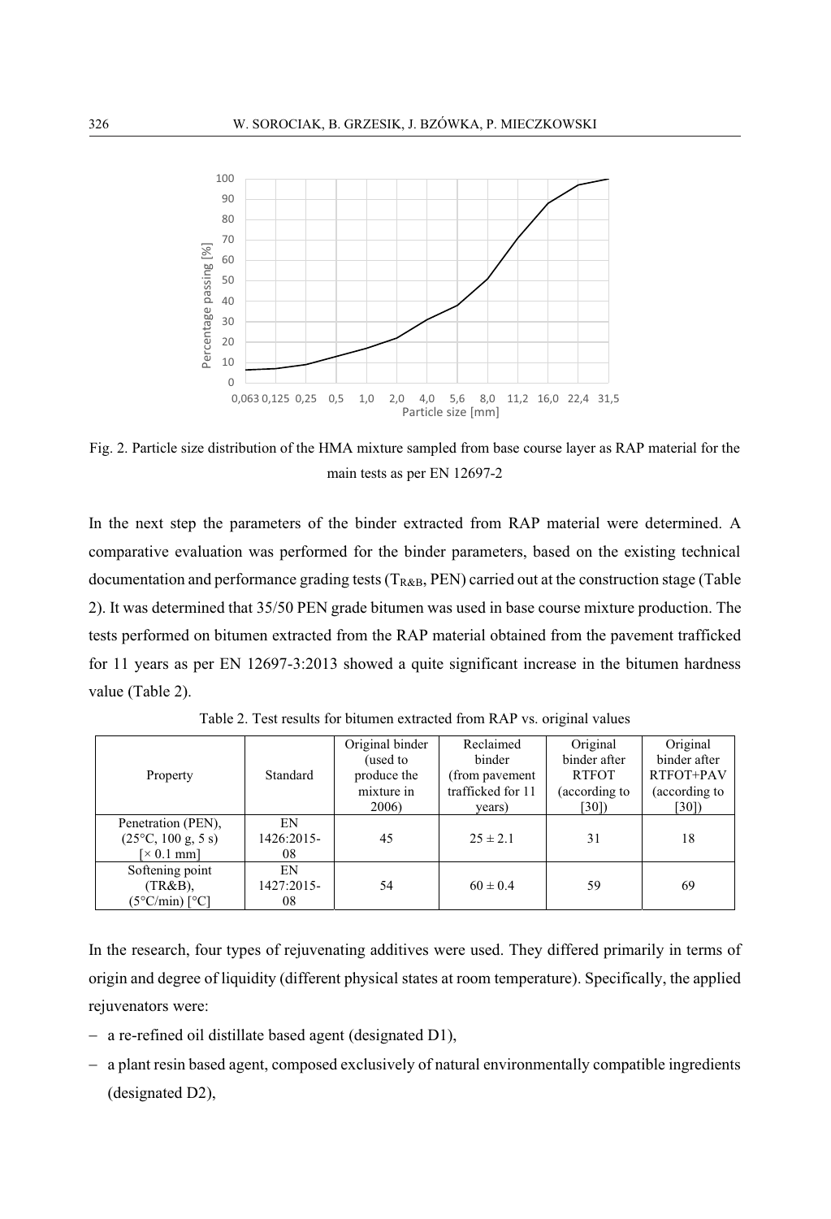Fig. 2. Particle size distribution of the HMA mixture sampled from base course layer as RAP material for the main tests as per EN 12697-2

In the next step the parameters of the binder extracted from RAP material were determined. A comparative evaluation was performed for the binder parameters, based on the existing technical documentation and performance grading tests ($T_{R\&B}$, PEN) carried out at the construction stage (Table 2). It was determined that 35/50 PEN grade bitumen was used in base course mixture production. The tests performed on bitumen extracted from the RAP material obtained from the pavement trafficked for 11 years as per EN 12697-3:2013 showed a quite significant increase in the bitumen hardness value (Table 2).

Table 2. Test results for bitumen extracted from RAP vs. original values

| Property | Standard | Original binder (used to produce the mixture in 2006) | Reclaimed binder (from pavement trafficked for 11 years) | Original binder after RTFOT (according to [30]) | Original binder after RTFOT+PAV (according to [30]) |
|---|---|---|---|---|---|
| Penetration (PEN), (25°C, 100 g, 5 s) [× 0.1 mm] | EN 1426:2015-08 | 45 | 25 ± 2.1 | 31 | 18 |
| Softening point (TR&B), (5°C/min) [°C] | EN 1427:2015-08 | 54 | 60 ± 0.4 | 59 | 69 |

In the research, four types of rejuvenating additives were used. They differed primarily in terms of origin and degree of liquidity (different physical states at room temperature). Specifically, the applied rejuvenators were:

- a re-refined oil distillate based agent (designated D1),
- a plant resin based agent, composed exclusively of natural environmentally compatible ingredients (designated D2),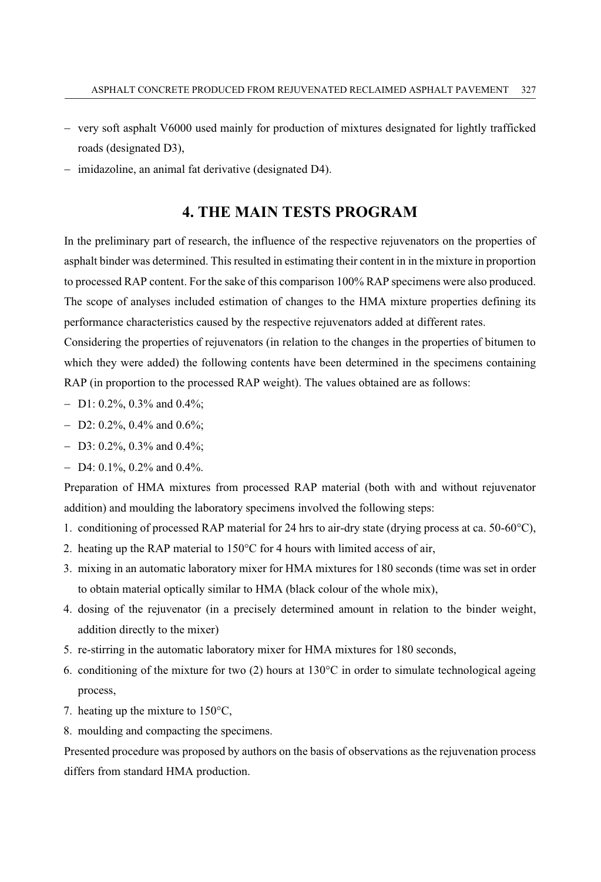– very soft asphalt V6000 used mainly for production of mixtures designated for lightly trafficked roads (designated D3),
– imidazoline, an animal fat derivative (designated D4).

## 4. THE MAIN TESTS PROGRAM

In the preliminary part of research, the influence of the respective rejuvenators on the properties of asphalt binder was determined. This resulted in estimating their content in in the mixture in proportion to processed RAP content. For the sake of this comparison 100% RAP specimens were also produced. The scope of analyses included estimation of changes to the HMA mixture properties defining its performance characteristics caused by the respective rejuvenators added at different rates.

Considering the properties of rejuvenators (in relation to the changes in the properties of bitumen to which they were added) the following contents have been determined in the specimens containing RAP (in proportion to the processed RAP weight). The values obtained are as follows:

– D1: 0.2%, 0.3% and 0.4%;
– D2: 0.2%, 0.4% and 0.6%;
– D3: 0.2%, 0.3% and 0.4%;
– D4: 0.1%, 0.2% and 0.4%.

Preparation of HMA mixtures from processed RAP material (both with and without rejuvenator addition) and moulding the laboratory specimens involved the following steps:

1. conditioning of processed RAP material for 24 hrs to air-dry state (drying process at ca. 50-60°C),
2. heating up the RAP material to 150°C for 4 hours with limited access of air,
3. mixing in an automatic laboratory mixer for HMA mixtures for 180 seconds (time was set in order to obtain material optically similar to HMA (black colour of the whole mix),
4. dosing of the rejuvenator (in a precisely determined amount in relation to the binder weight, addition directly to the mixer)
5. re-stirring in the automatic laboratory mixer for HMA mixtures for 180 seconds,
6. conditioning of the mixture for two (2) hours at 130°C in order to simulate technological ageing process,
7. heating up the mixture to 150°C,
8. moulding and compacting the specimens.

Presented procedure was proposed by authors on the basis of observations as the rejuvenation process differs from standard HMA production.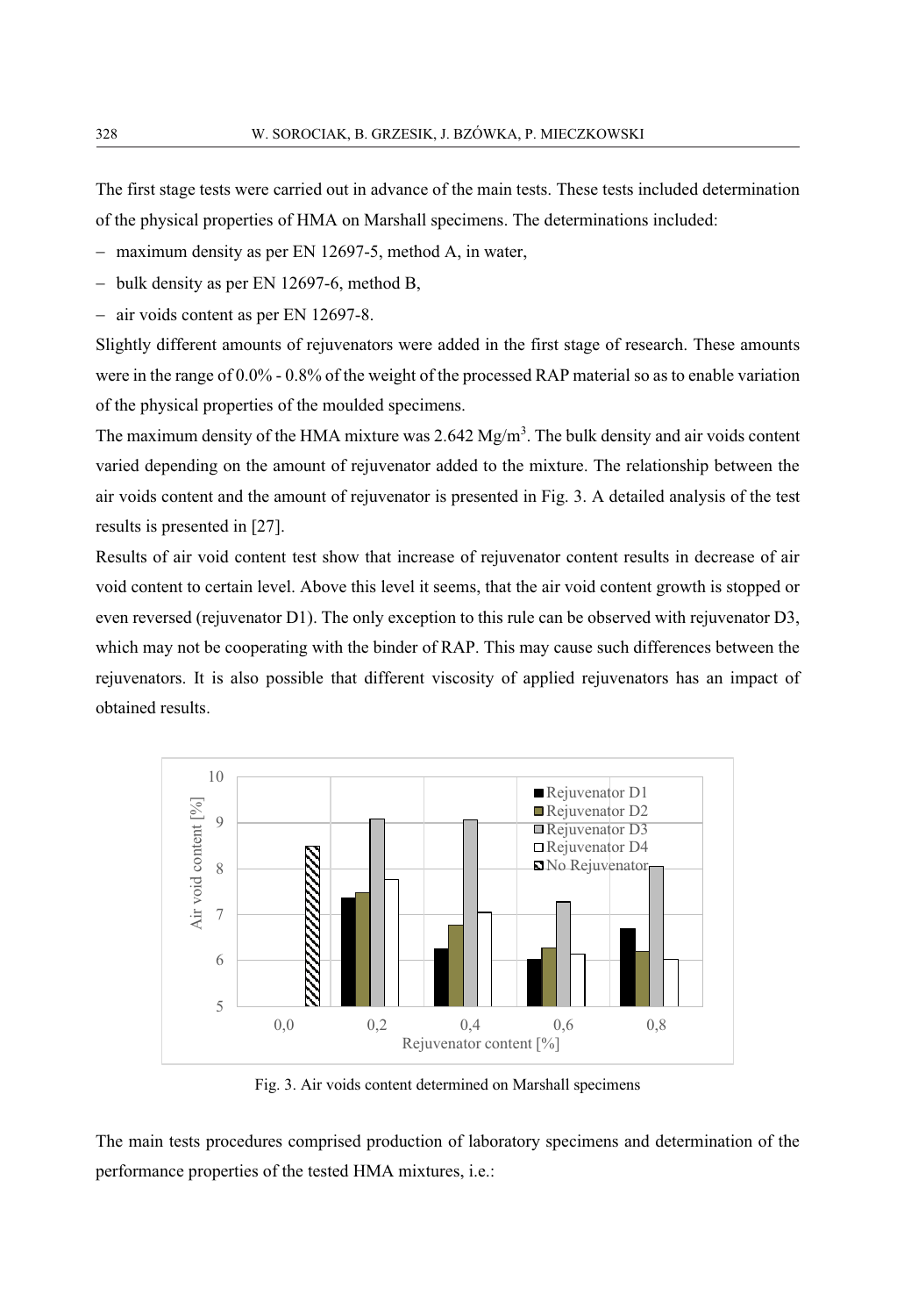The first stage tests were carried out in advance of the main tests. These tests included determination of the physical properties of HMA on Marshall specimens. The determinations included:

- maximum density as per EN 12697-5, method A, in water,
- bulk density as per EN 12697-6, method B,
- air voids content as per EN 12697-8.

Slightly different amounts of rejuvenators were added in the first stage of research. These amounts were in the range of 0.0% - 0.8% of the weight of the processed RAP material so as to enable variation of the physical properties of the moulded specimens.

The maximum density of the HMA mixture was 2.642 Mg/m$^3$. The bulk density and air voids content varied depending on the amount of rejuvenator added to the mixture. The relationship between the air voids content and the amount of rejuvenator is presented in Fig. 3. A detailed analysis of the test results is presented in [27].

Results of air void content test show that increase of rejuvenator content results in decrease of air void content to certain level. Above this level it seems, that the air void content growth is stopped or even reversed (rejuvenator D1). The only exception to this rule can be observed with rejuvenator D3, which may not be cooperating with the binder of RAP. This may cause such differences between the rejuvenators. It is also possible that different viscosity of applied rejuvenators has an impact of obtained results.

Fig. 3. Air voids content determined on Marshall specimens

The main tests procedures comprised production of laboratory specimens and determination of the performance properties of the tested HMA mixtures, i.e.: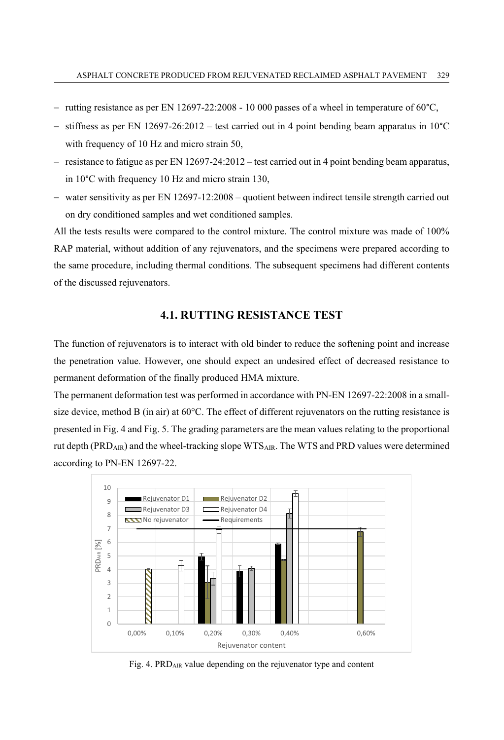- rutting resistance as per EN 12697-22:2008 - 10 000 passes of a wheel in temperature of 60°C,
- stiffness as per EN 12697-26:2012 – test carried out in 4 point bending beam apparatus in 10°C with frequency of 10 Hz and micro strain 50,
- resistance to fatigue as per EN 12697-24:2012 – test carried out in 4 point bending beam apparatus, in 10°C with frequency 10 Hz and micro strain 130,
- water sensitivity as per EN 12697-12:2008 – quotient between indirect tensile strength carried out on dry conditioned samples and wet conditioned samples.

All the tests results were compared to the control mixture. The control mixture was made of 100% RAP material, without addition of any rejuvenators, and the specimens were prepared according to the same procedure, including thermal conditions. The subsequent specimens had different contents of the discussed rejuvenators.

## 4.1. RUTTING RESISTANCE TEST

The function of rejuvenators is to interact with old binder to reduce the softening point and increase the penetration value. However, one should expect an undesired effect of decreased resistance to permanent deformation of the finally produced HMA mixture.

The permanent deformation test was performed in accordance with PN-EN 12697-22:2008 in a small-size device, method B (in air) at 60°C. The effect of different rejuvenators on the rutting resistance is presented in Fig. 4 and Fig. 5. The grading parameters are the mean values relating to the proportional rut depth ($PRD_{AIR}$) and the wheel-tracking slope $WTS_{AIR}$. The WTS and PRD values were determined according to PN-EN 12697-22.

Fig. 4. $PRD_{AIR}$ value depending on the rejuvenator type and content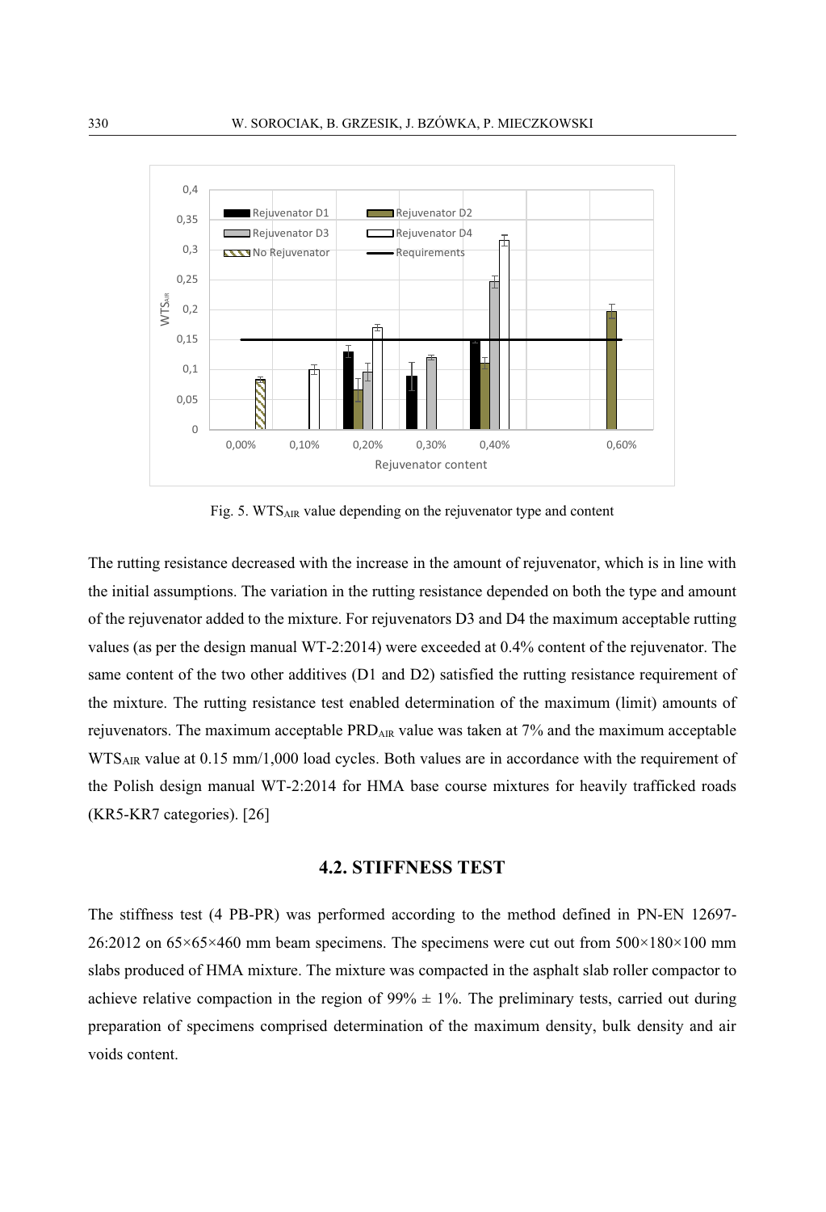Fig. 5. $WTS_{AIR}$ value depending on the rejuvenator type and content

The rutting resistance decreased with the increase in the amount of rejuvenator, which is in line with the initial assumptions. The variation in the rutting resistance depended on both the type and amount of the rejuvenator added to the mixture. For rejuvenators D3 and D4 the maximum acceptable rutting values (as per the design manual WT-2:2014) were exceeded at 0.4% content of the rejuvenator. The same content of the two other additives (D1 and D2) satisfied the rutting resistance requirement of the mixture. The rutting resistance test enabled determination of the maximum (limit) amounts of rejuvenators. The maximum acceptable $PRD_{AIR}$ value was taken at 7% and the maximum acceptable $WTS_{AIR}$ value at 0.15 mm/1,000 load cycles. Both values are in accordance with the requirement of the Polish design manual WT-2:2014 for HMA base course mixtures for heavily trafficked roads (KR5-KR7 categories). [26]

### 4.2. STIFFNESS TEST

The stiffness test (4 PB-PR) was performed according to the method defined in PN-EN 12697-26:2012 on 65×65×460 mm beam specimens. The specimens were cut out from 500×180×100 mm slabs produced of HMA mixture. The mixture was compacted in the asphalt slab roller compactor to achieve relative compaction in the region of 99% ± 1%. The preliminary tests, carried out during preparation of specimens comprised determination of the maximum density, bulk density and air voids content.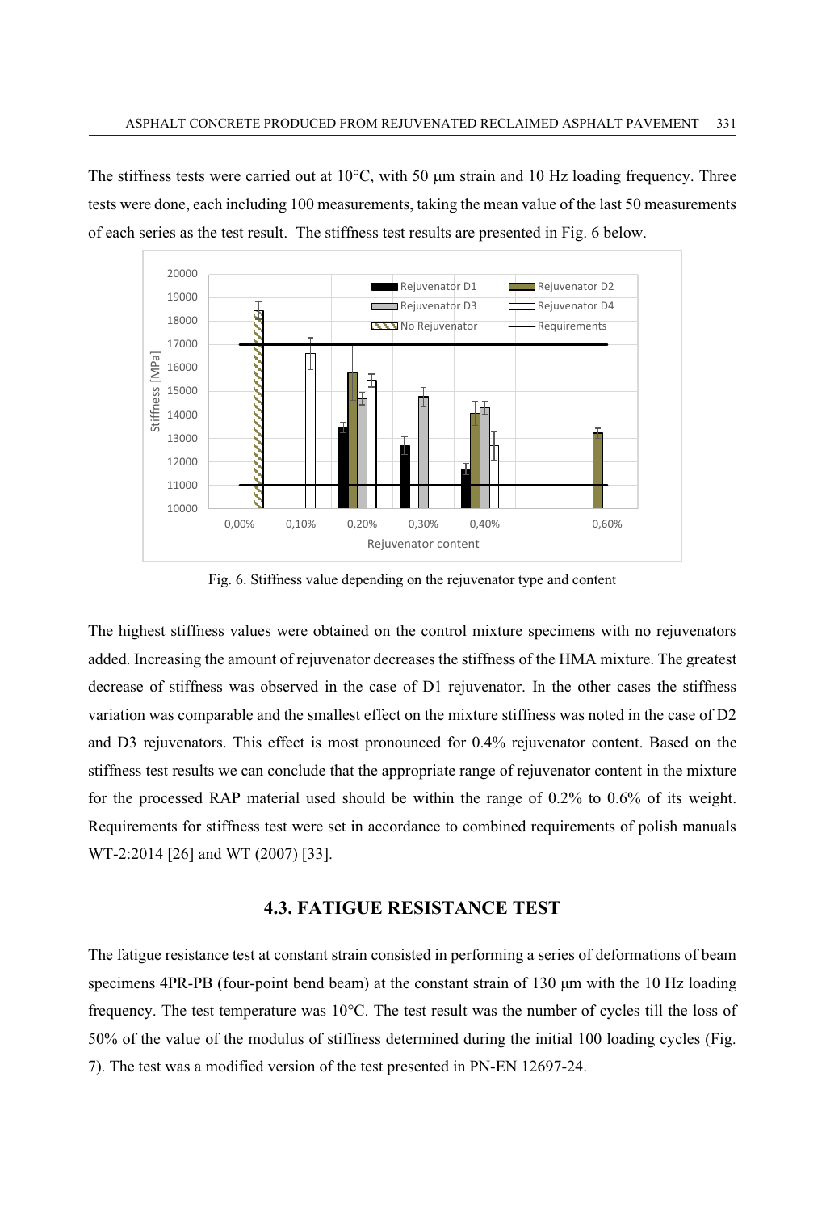The stiffness tests were carried out at 10°C, with 50 μm strain and 10 Hz loading frequency. Three tests were done, each including 100 measurements, taking the mean value of the last 50 measurements of each series as the test result. The stiffness test results are presented in Fig. 6 below.

Fig. 6. Stiffness value depending on the rejuvenator type and content

The highest stiffness values were obtained on the control mixture specimens with no rejuvenators added. Increasing the amount of rejuvenator decreases the stiffness of the HMA mixture. The greatest decrease of stiffness was observed in the case of D1 rejuvenator. In the other cases the stiffness variation was comparable and the smallest effect on the mixture stiffness was noted in the case of D2 and D3 rejuvenators. This effect is most pronounced for 0.4% rejuvenator content. Based on the stiffness test results we can conclude that the appropriate range of rejuvenator content in the mixture for the processed RAP material used should be within the range of 0.2% to 0.6% of its weight. Requirements for stiffness test were set in accordance to combined requirements of polish manuals WT-2:2014 [26] and WT (2007) [33].

### 4.3. FATIGUE RESISTANCE TEST

The fatigue resistance test at constant strain consisted in performing a series of deformations of beam specimens 4PR-PB (four-point bend beam) at the constant strain of 130 μm with the 10 Hz loading frequency. The test temperature was 10°C. The test result was the number of cycles till the loss of 50% of the value of the modulus of stiffness determined during the initial 100 loading cycles (Fig. 7). The test was a modified version of the test presented in PN-EN 12697-24.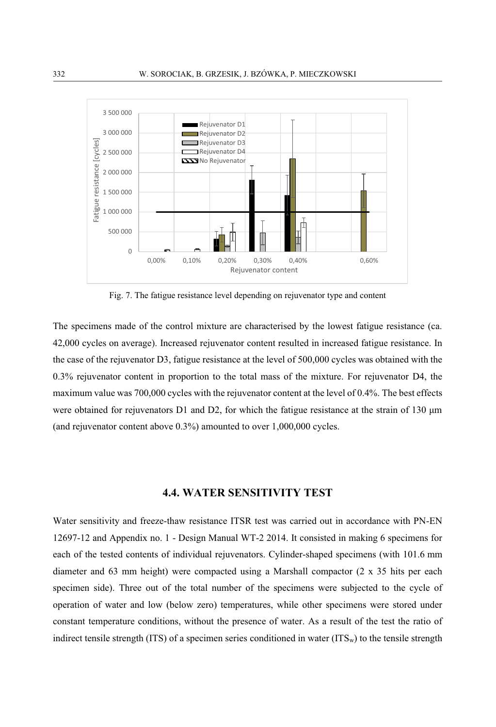Fig. 7. The fatigue resistance level depending on rejuvenator type and content

The specimens made of the control mixture are characterised by the lowest fatigue resistance (ca. 42,000 cycles on average). Increased rejuvenator content resulted in increased fatigue resistance. In the case of the rejuvenator D3, fatigue resistance at the level of 500,000 cycles was obtained with the 0.3% rejuvenator content in proportion to the total mass of the mixture. For rejuvenator D4, the maximum value was 700,000 cycles with the rejuvenator content at the level of 0.4%. The best effects were obtained for rejuvenators D1 and D2, for which the fatigue resistance at the strain of 130 μm (and rejuvenator content above 0.3%) amounted to over 1,000,000 cycles.

## 4.4. WATER SENSITIVITY TEST

Water sensitivity and freeze-thaw resistance ITSR test was carried out in accordance with PN-EN 12697-12 and Appendix no. 1 - Design Manual WT-2 2014. It consisted in making 6 specimens for each of the tested contents of individual rejuvenators. Cylinder-shaped specimens (with 101.6 mm diameter and 63 mm height) were compacted using a Marshall compactor (2 x 35 hits per each specimen side). Three out of the total number of the specimens were subjected to the cycle of operation of water and low (below zero) temperatures, while other specimens were stored under constant temperature conditions, without the presence of water. As a result of the test the ratio of indirect tensile strength (ITS) of a specimen series conditioned in water ($ITS_w$) to the tensile strength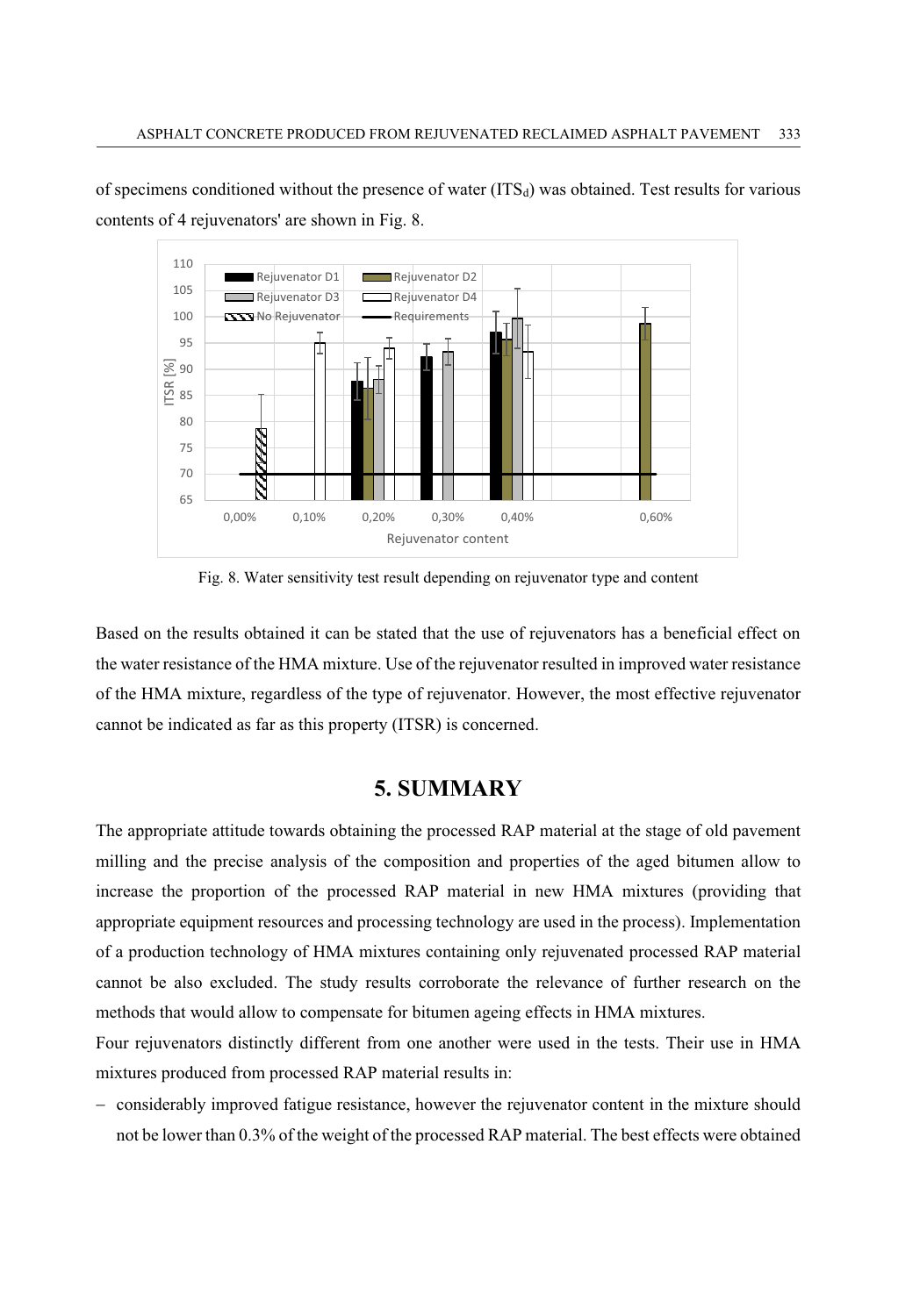of specimens conditioned without the presence of water ($ITS_d$) was obtained. Test results for various contents of 4 rejuvenators' are shown in Fig. 8.

Fig. 8. Water sensitivity test result depending on rejuvenator type and content

Based on the results obtained it can be stated that the use of rejuvenators has a beneficial effect on the water resistance of the HMA mixture. Use of the rejuvenator resulted in improved water resistance of the HMA mixture, regardless of the type of rejuvenator. However, the most effective rejuvenator cannot be indicated as far as this property (ITSR) is concerned.

## 5. SUMMARY

The appropriate attitude towards obtaining the processed RAP material at the stage of old pavement milling and the precise analysis of the composition and properties of the aged bitumen allow to increase the proportion of the processed RAP material in new HMA mixtures (providing that appropriate equipment resources and processing technology are used in the process). Implementation of a production technology of HMA mixtures containing only rejuvenated processed RAP material cannot be also excluded. The study results corroborate the relevance of further research on the methods that would allow to compensate for bitumen ageing effects in HMA mixtures.

Four rejuvenators distinctly different from one another were used in the tests. Their use in HMA mixtures produced from processed RAP material results in:

- considerably improved fatigue resistance, however the rejuvenator content in the mixture should not be lower than 0.3% of the weight of the processed RAP material. The best effects were obtained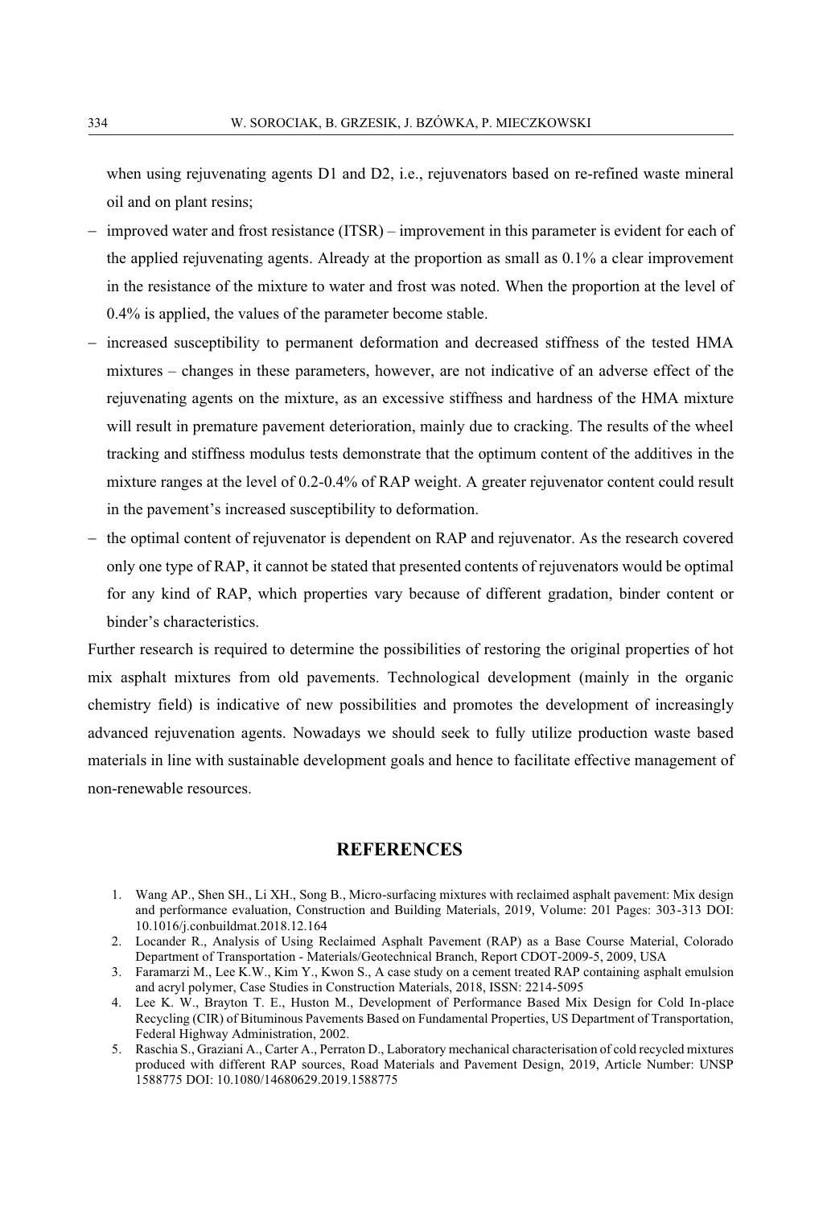when using rejuvenating agents D1 and D2, i.e., rejuvenators based on re-refined waste mineral oil and on plant resins;

- improved water and frost resistance (ITSR) – improvement in this parameter is evident for each of the applied rejuvenating agents. Already at the proportion as small as 0.1% a clear improvement in the resistance of the mixture to water and frost was noted. When the proportion at the level of 0.4% is applied, the values of the parameter become stable.
- increased susceptibility to permanent deformation and decreased stiffness of the tested HMA mixtures – changes in these parameters, however, are not indicative of an adverse effect of the rejuvenating agents on the mixture, as an excessive stiffness and hardness of the HMA mixture will result in premature pavement deterioration, mainly due to cracking. The results of the wheel tracking and stiffness modulus tests demonstrate that the optimum content of the additives in the mixture ranges at the level of 0.2-0.4% of RAP weight. A greater rejuvenator content could result in the pavement's increased susceptibility to deformation.
- the optimal content of rejuvenator is dependent on RAP and rejuvenator. As the research covered only one type of RAP, it cannot be stated that presented contents of rejuvenators would be optimal for any kind of RAP, which properties vary because of different gradation, binder content or binder's characteristics.

Further research is required to determine the possibilities of restoring the original properties of hot mix asphalt mixtures from old pavements. Technological development (mainly in the organic chemistry field) is indicative of new possibilities and promotes the development of increasingly advanced rejuvenation agents. Nowadays we should seek to fully utilize production waste based materials in line with sustainable development goals and hence to facilitate effective management of non-renewable resources.

## REFERENCES

1. Wang AP., Shen SH., Li XH., Song B., Micro-surfacing mixtures with reclaimed asphalt pavement: Mix design and performance evaluation, Construction and Building Materials, 2019, Volume: 201 Pages: 303-313 DOI: 10.1016/j.conbuildmat.2018.12.164
2. Locander R., Analysis of Using Reclaimed Asphalt Pavement (RAP) as a Base Course Material, Colorado Department of Transportation - Materials/Geotechnical Branch, Report CDOT-2009-5, 2009, USA
3. Faramarzi M., Lee K.W., Kim Y., Kwon S., A case study on a cement treated RAP containing asphalt emulsion and acryl polymer, Case Studies in Construction Materials, 2018, ISSN: 2214-5095
4. Lee K. W., Brayton T. E., Huston M., Development of Performance Based Mix Design for Cold In-place Recycling (CIR) of Bituminous Pavements Based on Fundamental Properties, US Department of Transportation, Federal Highway Administration, 2002.
5. Raschia S., Graziani A., Carter A., Perraton D., Laboratory mechanical characterisation of cold recycled mixtures produced with different RAP sources, Road Materials and Pavement Design, 2019, Article Number: UNSP 1588775 DOI: 10.1080/14680629.2019.1588775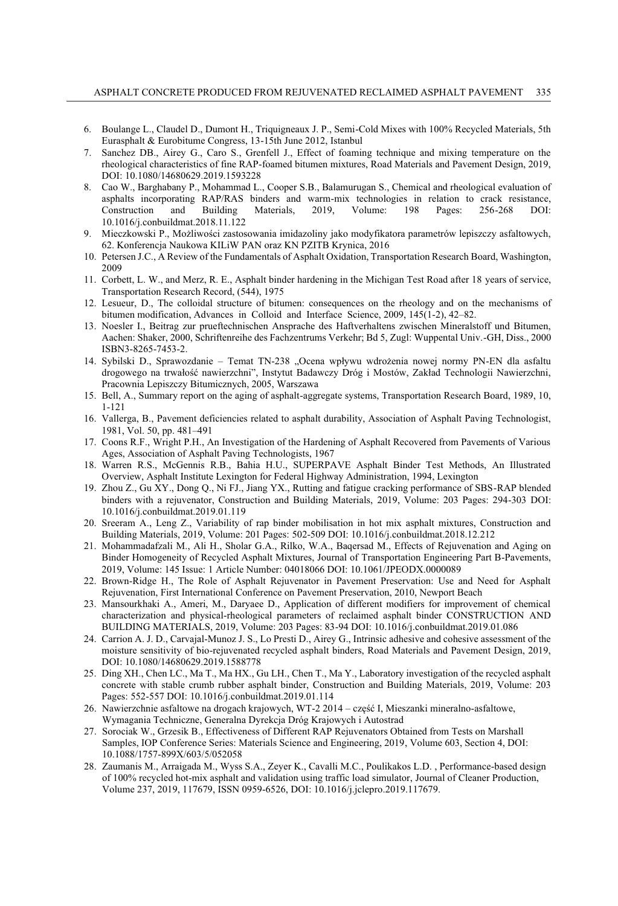6. Boulange L., Claudel D., Dumont H., Triquigneaux J. P., Semi-Cold Mixes with 100% Recycled Materials, 5th Eurasphalt & Eurobitume Congress, 13-15th June 2012, Istanbul
7. Sanchez DB., Airey G., Caro S., Grenfell J., Effect of foaming technique and mixing temperature on the rheological characteristics of fine RAP-foamed bitumen mixtures, Road Materials and Pavement Design, 2019, DOI: 10.1080/14680629.2019.1593228
8. Cao W., Barghabany P., Mohammad L., Cooper S.B., Balamurugan S., Chemical and rheological evaluation of asphalts incorporating RAP/RAS binders and warm-mix technologies in relation to crack resistance, Construction and Building Materials, 2019, Volume: 198 Pages: 256-268 DOI: 10.1016/j.conbuildmat.2018.11.122
9. Mieczkowski P., Możliwości zastosowania imidazoliny jako modyfikatora parametrów lepiszczy asfaltowych, 62. Konferencja Naukowa KILiW PAN oraz KN PZITB Krynica, 2016
10. Petersen J.C., A Review of the Fundamentals of Asphalt Oxidation, Transportation Research Board, Washington, 2009
11. Corbett, L. W., and Merz, R. E., Asphalt binder hardening in the Michigan Test Road after 18 years of service, Transportation Research Record, (544), 1975
12. Lesueur, D., The colloidal structure of bitumen: consequences on the rheology and on the mechanisms of bitumen modification, Advances in Colloid and Interface Science, 2009, 145(1-2), 42–82.
13. Noesler I., Beitrag zur prueftechnischen Ansprache des Haftverhaltens zwischen Mineralstoff und Bitumen, Aachen: Shaker, 2000, Schriftenreihe des Fachzentrums Verkehr; Bd 5, Zugl: Wuppental Univ.-GH, Diss., 2000 ISBN3-8265-7453-2.
14. Sybilski D., Sprawozdanie – Temat TN-238 „Ocena wpływu wdrożenia nowej normy PN-EN dla asfaltu drogowego na trwałość nawierzchni", Instytut Badawczy Dróg i Mostów, Zakład Technologii Nawierzchni, Pracownia Lepiszczy Bitumicznych, 2005, Warszawa
15. Bell, A., Summary report on the aging of asphalt-aggregate systems, Transportation Research Board, 1989, 10, 1-121
16. Vallerga, B., Pavement deficiencies related to asphalt durability, Association of Asphalt Paving Technologist, 1981, Vol. 50, pp. 481–491
17. Coons R.F., Wright P.H., An Investigation of the Hardening of Asphalt Recovered from Pavements of Various Ages, Association of Asphalt Paving Technologists, 1967
18. Warren R.S., McGennis R.B., Bahia H.U., SUPERPAVE Asphalt Binder Test Methods, An Illustrated Overview, Asphalt Institute Lexington for Federal Highway Administration, 1994, Lexington
19. Zhou Z., Gu XY., Dong Q., Ni FJ., Jiang YX., Rutting and fatigue cracking performance of SBS-RAP blended binders with a rejuvenator, Construction and Building Materials, 2019, Volume: 203 Pages: 294-303 DOI: 10.1016/j.conbuildmat.2019.01.119
20. Sreeram A., Leng Z., Variability of rap binder mobilisation in hot mix asphalt mixtures, Construction and Building Materials, 2019, Volume: 201 Pages: 502-509 DOI: 10.1016/j.conbuildmat.2018.12.212
21. Mohammadafzali M., Ali H., Sholar G.A., Rilko, W.A., Baqersad M., Effects of Rejuvenation and Aging on Binder Homogeneity of Recycled Asphalt Mixtures, Journal of Transportation Engineering Part B-Pavements, 2019, Volume: 145 Issue: 1 Article Number: 04018066 DOI: 10.1061/JPEODX.0000089
22. Brown-Ridge H., The Role of Asphalt Rejuvenator in Pavement Preservation: Use and Need for Asphalt Rejuvenation, First International Conference on Pavement Preservation, 2010, Newport Beach
23. Mansourkhaki A., Ameri, M., Daryaee D., Application of different modifiers for improvement of chemical characterization and physical-rheological parameters of reclaimed asphalt binder CONSTRUCTION AND BUILDING MATERIALS, 2019, Volume: 203 Pages: 83-94 DOI: 10.1016/j.conbuildmat.2019.01.086
24. Carrion A. J. D., Carvajal-Munoz J. S., Lo Presti D., Airey G., Intrinsic adhesive and cohesive assessment of the moisture sensitivity of bio-rejuvenated recycled asphalt binders, Road Materials and Pavement Design, 2019, DOI: 10.1080/14680629.2019.1588778
25. Ding XH., Chen LC., Ma T., Ma HX., Gu LH., Chen T., Ma Y., Laboratory investigation of the recycled asphalt concrete with stable crumb rubber asphalt binder, Construction and Building Materials, 2019, Volume: 203 Pages: 552-557 DOI: 10.1016/j.conbuildmat.2019.01.114
26. Nawierzchnie asfaltowe na drogach krajowych, WT-2 2014 – część I, Mieszanki mineralno-asfaltowe, Wymagania Techniczne, Generalna Dyrekcja Dróg Krajowych i Autostrad
27. Sorociak W., Grzesik B., Effectiveness of Different RAP Rejuvenators Obtained from Tests on Marshall Samples, IOP Conference Series: Materials Science and Engineering, 2019, Volume 603, Section 4, DOI: 10.1088/1757-899X/603/5/052058
28. Zaumanis M., Arraigada M., Wyss S.A., Zeyer K., Cavalli M.C., Poulikakos L.D. , Performance-based design of 100% recycled hot-mix asphalt and validation using traffic load simulator, Journal of Cleaner Production, Volume 237, 2019, 117679, ISSN 0959-6526, DOI: 10.1016/j.jclepro.2019.117679.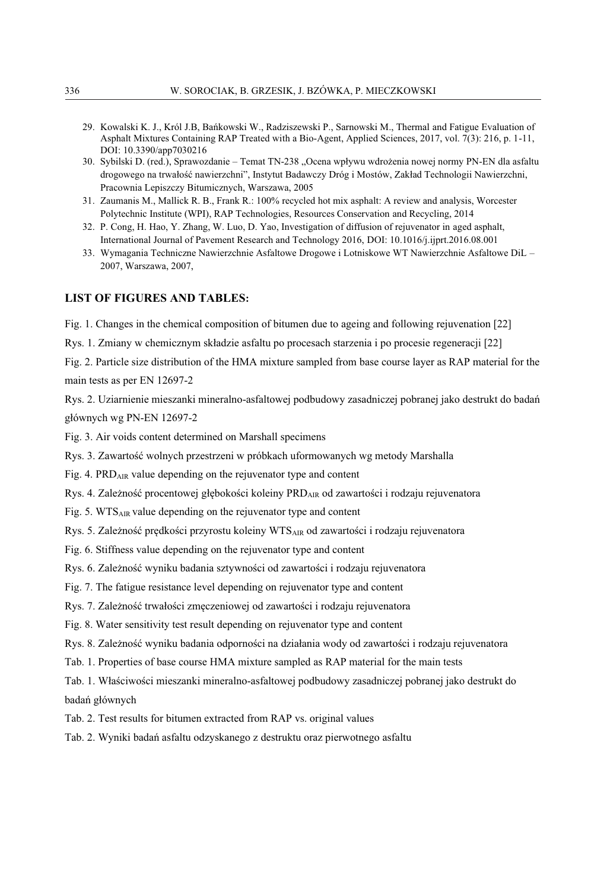29. Kowalski K. J., Król J.B, Bańkowski W., Radziszewski P., Sarnowski M., Thermal and Fatigue Evaluation of Asphalt Mixtures Containing RAP Treated with a Bio-Agent, Applied Sciences, 2017, vol. 7(3): 216, p. 1-11, DOI: 10.3390/app7030216
30. Sybilski D. (red.), Sprawozdanie – Temat TN-238 „Ocena wpływu wdrożenia nowej normy PN-EN dla asfaltu drogowego na trwałość nawierzchni", Instytut Badawczy Dróg i Mostów, Zakład Technologii Nawierzchni, Pracownia Lepiszczy Bitumicznych, Warszawa, 2005
31. Zaumanis M., Mallick R. B., Frank R.: 100% recycled hot mix asphalt: A review and analysis, Worcester Polytechnic Institute (WPI), RAP Technologies, Resources Conservation and Recycling, 2014
32. P. Cong, H. Hao, Y. Zhang, W. Luo, D. Yao, Investigation of diffusion of rejuvenator in aged asphalt, International Journal of Pavement Research and Technology 2016, DOI: 10.1016/j.ijprt.2016.08.001
33. Wymagania Techniczne Nawierzchnie Asfaltowe Drogowe i Lotniskowe WT Nawierzchnie Asfaltowe DiL – 2007, Warszawa, 2007,

## LIST OF FIGURES AND TABLES:

Fig. 1. Changes in the chemical composition of bitumen due to ageing and following rejuvenation [22]

Rys. 1. Zmiany w chemicznym składzie asfaltu po procesach starzenia i po procesie regeneracji [22]

Fig. 2. Particle size distribution of the HMA mixture sampled from base course layer as RAP material for the main tests as per EN 12697-2

Rys. 2. Uziarnienie mieszanki mineralno-asfaltowej podbudowy zasadniczej pobranej jako destrukt do badań głównych wg PN-EN 12697-2

Fig. 3. Air voids content determined on Marshall specimens

Rys. 3. Zawartość wolnych przestrzeni w próbkach uformowanych wg metody Marshalla

Fig. 4. $PRD_{AIR}$ value depending on the rejuvenator type and content

Rys. 4. Zależność procentowej głębokości koleiny $PRD_{AIR}$ od zawartości i rodzaju rejuvenatora

Fig. 5. $WTS_{AIR}$ value depending on the rejuvenator type and content

Rys. 5. Zależność prędkości przyrostu koleiny $WTS_{AIR}$ od zawartości i rodzaju rejuvenatora

Fig. 6. Stiffness value depending on the rejuvenator type and content

Rys. 6. Zależność wyniku badania sztywności od zawartości i rodzaju rejuvenatora

Fig. 7. The fatigue resistance level depending on rejuvenator type and content

Rys. 7. Zależność trwałości zmęczeniowej od zawartości i rodzaju rejuvenatora

Fig. 8. Water sensitivity test result depending on rejuvenator type and content

Rys. 8. Zależność wyniku badania odporności na działania wody od zawartości i rodzaju rejuvenatora

Tab. 1. Properties of base course HMA mixture sampled as RAP material for the main tests

Tab. 1. Właściwości mieszanki mineralno-asfaltowej podbudowy zasadniczej pobranej jako destrukt do badań głównych

Tab. 2. Test results for bitumen extracted from RAP vs. original values

Tab. 2. Wyniki badań asfaltu odzyskanego z destruktu oraz pierwotnego asfaltu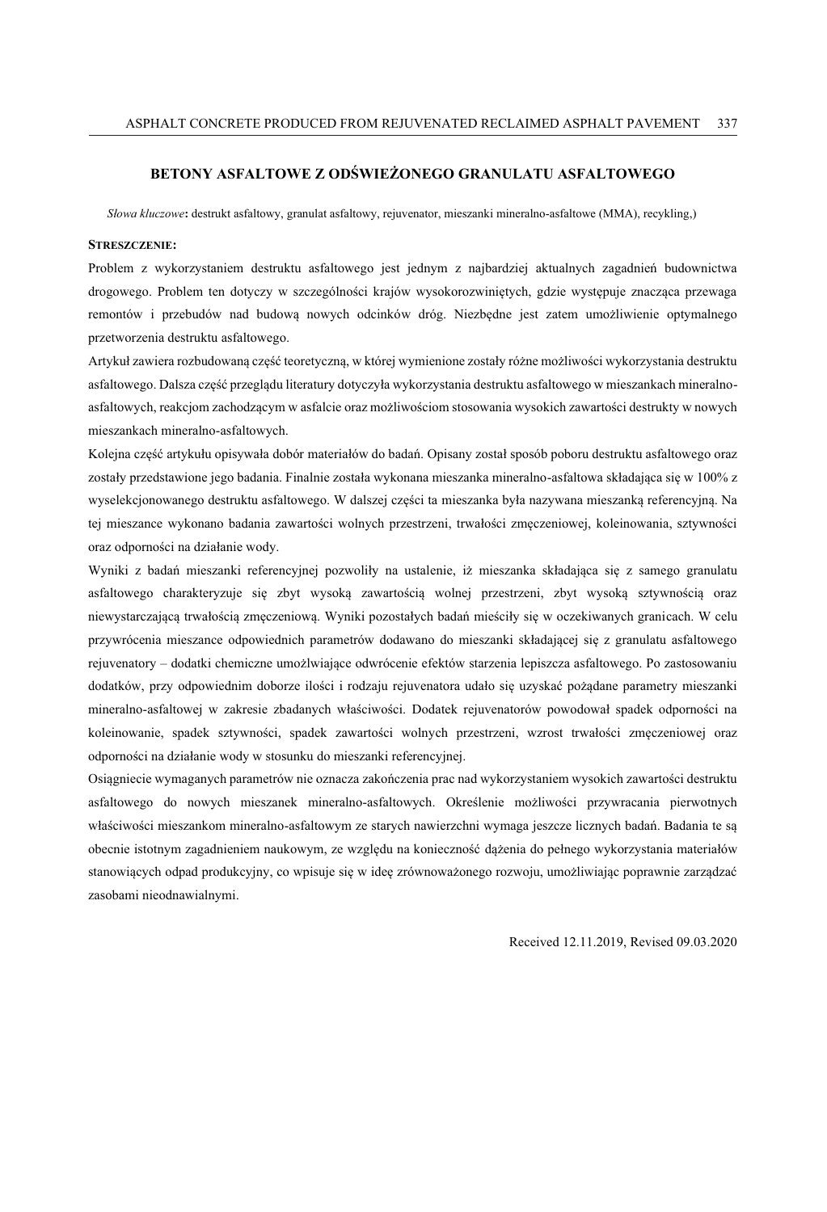## BETONY ASFALTOWE Z ODŚWIEŻONEGO GRANULATU ASFALTOWEGO

*Słowa kluczowe*: destrukt asfaltowy, granulat asfaltowy, rejuvenator, mieszanki mineralno-asfaltowe (MMA), recykling,)

**STRESZCZENIE:**

Problem z wykorzystaniem destruktu asfaltowego jest jednym z najbardziej aktualnych zagadnień budownictwa drogowego. Problem ten dotyczy w szczególności krajów wysokorozwiniętych, gdzie występuje znacząca przewaga remontów i przebudów nad budową nowych odcinków dróg. Niezbędne jest zatem umożliwienie optymalnego przetworzenia destruktu asfaltowego.

Artykuł zawiera rozbudowaną część teoretyczną, w której wymienione zostały różne możliwości wykorzystania destruktu asfaltowego. Dalsza część przeglądu literatury dotyczyła wykorzystania destruktu asfaltowego w mieszankach mineralno-asfaltowych, reakcjom zachodzącym w asfalcie oraz możliwościom stosowania wysokich zawartości destrukty w nowych mieszankach mineralno-asfaltowych.

Kolejna część artykułu opisywała dobór materiałów do badań. Opisany został sposób poboru destruktu asfaltowego oraz zostały przedstawione jego badania. Finalnie została wykonana mieszanka mineralno-asfaltowa składająca się w 100% z wyselekcjonowanego destruktu asfaltowego. W dalszej części ta mieszanka była nazywana mieszanką referencyjną. Na tej mieszance wykonano badania zawartości wolnych przestrzeni, trwałości zmęczeniowej, koleinowania, sztywności oraz odporności na działanie wody.

Wyniki z badań mieszanki referencyjnej pozwoliły na ustalenie, iż mieszanka składająca się z samego granulatu asfaltowego charakteryzuje się zbyt wysoką zawartością wolnej przestrzeni, zbyt wysoką sztywnością oraz niewystarczającą trwałością zmęczeniową. Wyniki pozostałych badań mieściły się w oczekiwanych granicach. W celu przywrócenia mieszance odpowiednich parametrów dodawano do mieszanki składającej się z granulatu asfaltowego rejuvenatory – dodatki chemiczne umożliwiające odwrócenie efektów starzenia lepiszcza asfaltowego. Po zastosowaniu dodatków, przy odpowiednim doborze ilości i rodzaju rejuvenatora udało się uzyskać pożądane parametry mieszanki mineralno-asfaltowej w zakresie zbadanych właściwości. Dodatek rejuvenatorów powodował spadek odporności na koleinowanie, spadek sztywności, spadek zawartości wolnych przestrzeni, wzrost trwałości zmęczeniowej oraz odporności na działanie wody w stosunku do mieszanki referencyjnej.

Osiągniecie wymaganych parametrów nie oznacza zakończenia prac nad wykorzystaniem wysokich zawartości destruktu asfaltowego do nowych mieszanek mineralno-asfaltowych. Określenie możliwości przywracania pierwotnych właściwości mieszankom mineralno-asfaltowym ze starych nawierzchni wymaga jeszcze licznych badań. Badania te są obecnie istotnym zagadnieniem naukowym, ze względu na konieczność dążenia do pełnego wykorzystania materiałów stanowiących odpad produkcyjny, co wpisuje się w ideę zrównoważonego rozwoju, umożliwiając poprawnie zarządzać zasobami nieodnawialnymi.

Received 12.11.2019, Revised 09.03.2020